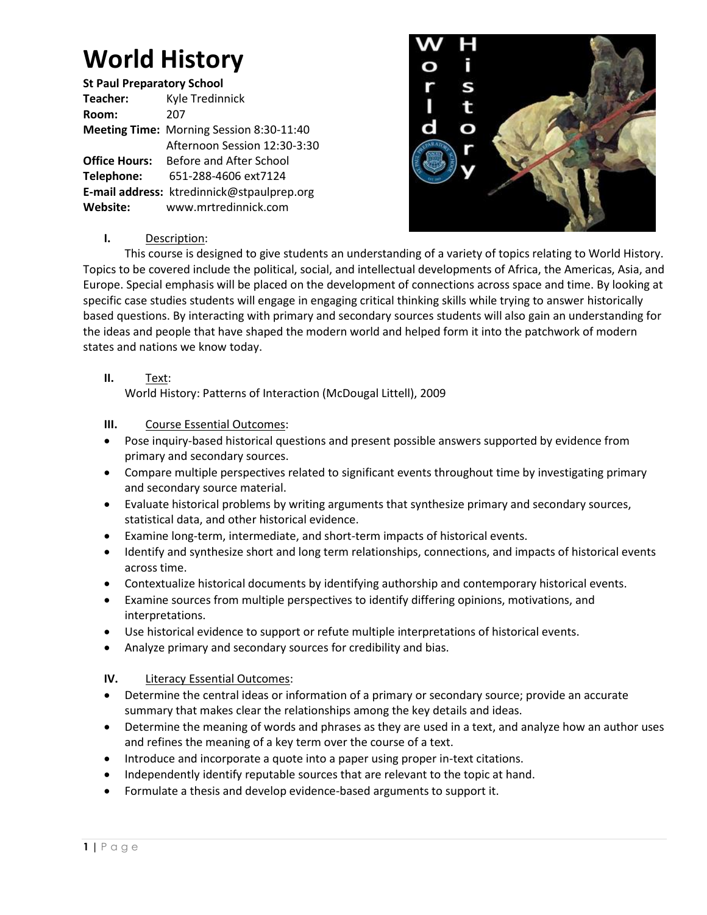# World History

**St Paul Preparatory School**

**Teacher:** Kyle Tredinnick
**Room:** 207
**Meeting Time:** Morning Session 8:30-11:40
Afternoon Session 12:30-3:30
**Office Hours:** Before and After School
**Telephone:** 651-288-4606 ext7124
**E-mail address:** ktredinnick@stpaulprep.org
**Website:** www.mrtredinnick.com

## I. Description:

This course is designed to give students an understanding of a variety of topics relating to World History. Topics to be covered include the political, social, and intellectual developments of Africa, the Americas, Asia, and Europe. Special emphasis will be placed on the development of connections across space and time. By looking at specific case studies students will engage in engaging critical thinking skills while trying to answer historically based questions. By interacting with primary and secondary sources students will also gain an understanding for the ideas and people that have shaped the modern world and helped form it into the patchwork of modern states and nations we know today.

## II. Text:

World History: Patterns of Interaction (McDougal Littell), 2009

## III. Course Essential Outcomes:

- Pose inquiry-based historical questions and present possible answers supported by evidence from primary and secondary sources.
- Compare multiple perspectives related to significant events throughout time by investigating primary and secondary source material.
- Evaluate historical problems by writing arguments that synthesize primary and secondary sources, statistical data, and other historical evidence.
- Examine long-term, intermediate, and short-term impacts of historical events.
- Identify and synthesize short and long term relationships, connections, and impacts of historical events across time.
- Contextualize historical documents by identifying authorship and contemporary historical events.
- Examine sources from multiple perspectives to identify differing opinions, motivations, and interpretations.
- Use historical evidence to support or refute multiple interpretations of historical events.
- Analyze primary and secondary sources for credibility and bias.

## IV. Literacy Essential Outcomes:

- Determine the central ideas or information of a primary or secondary source; provide an accurate summary that makes clear the relationships among the key details and ideas.
- Determine the meaning of words and phrases as they are used in a text, and analyze how an author uses and refines the meaning of a key term over the course of a text.
- Introduce and incorporate a quote into a paper using proper in-text citations.
- Independently identify reputable sources that are relevant to the topic at hand.
- Formulate a thesis and develop evidence-based arguments to support it.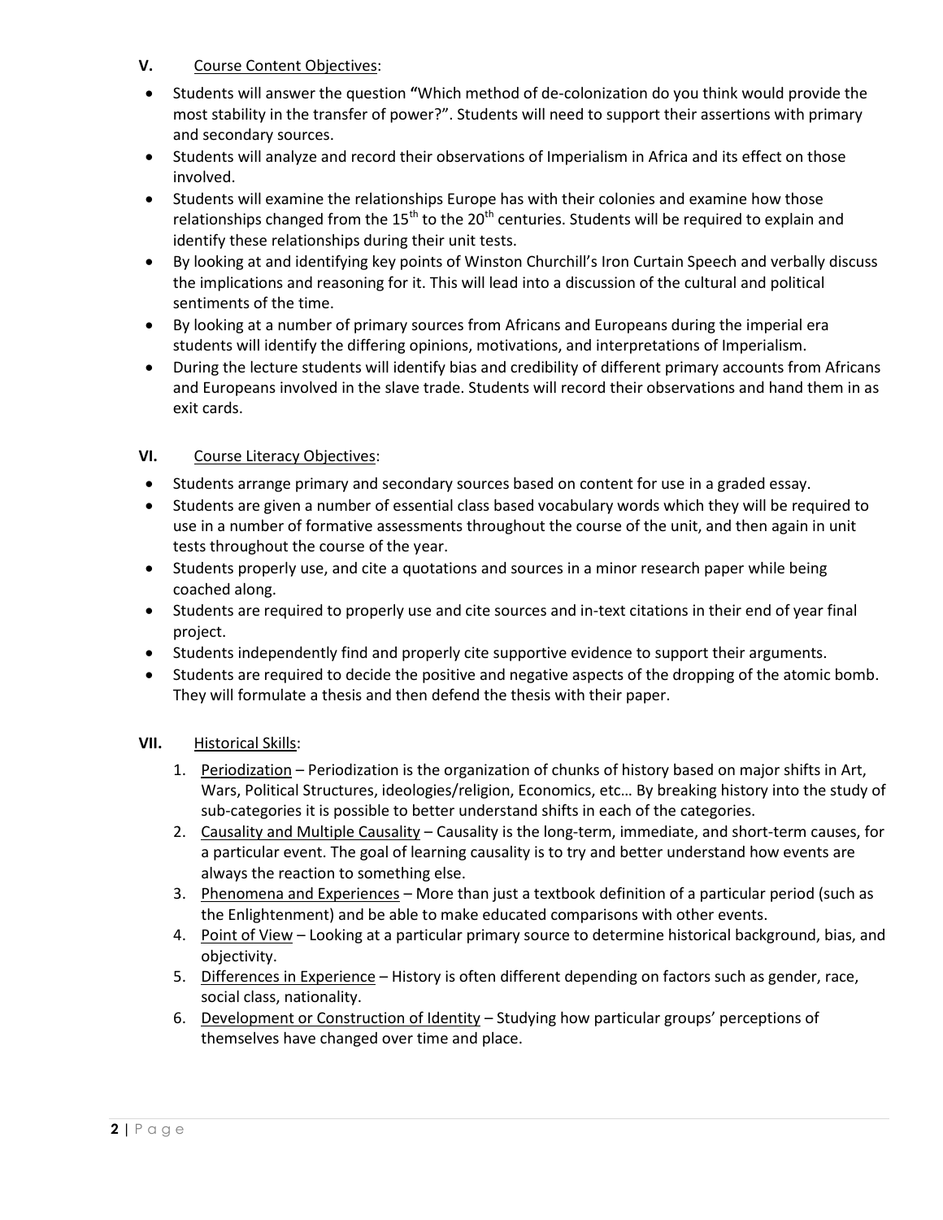## V. Course Content Objectives:

- Students will answer the question **"**Which method of de-colonization do you think would provide the most stability in the transfer of power?". Students will need to support their assertions with primary and secondary sources.
- Students will analyze and record their observations of Imperialism in Africa and its effect on those involved.
- Students will examine the relationships Europe has with their colonies and examine how those relationships changed from the 15th to the 20th centuries. Students will be required to explain and identify these relationships during their unit tests.
- By looking at and identifying key points of Winston Churchill's Iron Curtain Speech and verbally discuss the implications and reasoning for it. This will lead into a discussion of the cultural and political sentiments of the time.
- By looking at a number of primary sources from Africans and Europeans during the imperial era students will identify the differing opinions, motivations, and interpretations of Imperialism.
- During the lecture students will identify bias and credibility of different primary accounts from Africans and Europeans involved in the slave trade. Students will record their observations and hand them in as exit cards.

## VI. Course Literacy Objectives:

- Students arrange primary and secondary sources based on content for use in a graded essay.
- Students are given a number of essential class based vocabulary words which they will be required to use in a number of formative assessments throughout the course of the unit, and then again in unit tests throughout the course of the year.
- Students properly use, and cite a quotations and sources in a minor research paper while being coached along.
- Students are required to properly use and cite sources and in-text citations in their end of year final project.
- Students independently find and properly cite supportive evidence to support their arguments.
- Students are required to decide the positive and negative aspects of the dropping of the atomic bomb. They will formulate a thesis and then defend the thesis with their paper.

## VII. Historical Skills:

1. Periodization – Periodization is the organization of chunks of history based on major shifts in Art, Wars, Political Structures, ideologies/religion, Economics, etc… By breaking history into the study of sub-categories it is possible to better understand shifts in each of the categories.
2. Causality and Multiple Causality – Causality is the long-term, immediate, and short-term causes, for a particular event. The goal of learning causality is to try and better understand how events are always the reaction to something else.
3. Phenomena and Experiences – More than just a textbook definition of a particular period (such as the Enlightenment) and be able to make educated comparisons with other events.
4. Point of View – Looking at a particular primary source to determine historical background, bias, and objectivity.
5. Differences in Experience – History is often different depending on factors such as gender, race, social class, nationality.
6. Development or Construction of Identity – Studying how particular groups' perceptions of themselves have changed over time and place.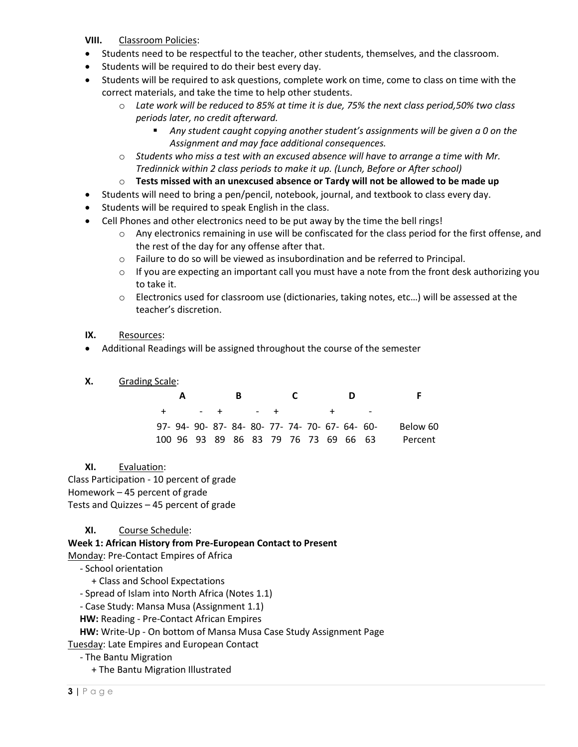**VIII.** Classroom Policies:

- Students need to be respectful to the teacher, other students, themselves, and the classroom.
- Students will be required to do their best every day.
- Students will be required to ask questions, complete work on time, come to class on time with the correct materials, and take the time to help other students.
  - *Late work will be reduced to 85% at time it is due, 75% the next class period,50% two class periods later, no credit afterward.*
    - *Any student caught copying another student's assignments will be given a 0 on the Assignment and may face additional consequences.*
  - *Students who miss a test with an excused absence will have to arrange a time with Mr. Tredinnick within 2 class periods to make it up. (Lunch, Before or After school)*
  - **Tests missed with an unexcused absence or Tardy will not be allowed to be made up**
- Students will need to bring a pen/pencil, notebook, journal, and textbook to class every day.
- Students will be required to speak English in the class.
- Cell Phones and other electronics need to be put away by the time the bell rings!
  - Any electronics remaining in use will be confiscated for the class period for the first offense, and the rest of the day for any offense after that.
  - Failure to do so will be viewed as insubordination and be referred to Principal.
  - If you are expecting an important call you must have a note from the front desk authorizing you to take it.
  - Electronics used for classroom use (dictionaries, taking notes, etc…) will be assessed at the teacher's discretion.

**IX.** Resources:

- Additional Readings will be assigned throughout the course of the semester

**X.** Grading Scale:

| A | | | B | | | C | | | D | | | F |
|---|---|---|---|---|---|---|---|---|---|---|---|---|
| + | | - | + | | - | + | | | + | | - | |
| 97-100 | 94-96 | 90-93 | 87-89 | 84-86 | 80-83 | 77-79 | 74-76 | 70-73 | 67-69 | 64-66 | 60-63 | Below 60 Percent |

**XI.** Evaluation:

Class Participation - 10 percent of grade
Homework – 45 percent of grade
Tests and Quizzes – 45 percent of grade

**XI.** Course Schedule:

**Week 1: African History from Pre-European Contact to Present**

Monday: Pre-Contact Empires of Africa

- School orientation
  - Class and School Expectations
- Spread of Islam into North Africa (Notes 1.1)
- Case Study: Mansa Musa (Assignment 1.1)

**HW:** Reading - Pre-Contact African Empires

**HW:** Write-Up - On bottom of Mansa Musa Case Study Assignment Page

Tuesday: Late Empires and European Contact

- The Bantu Migration
  - The Bantu Migration Illustrated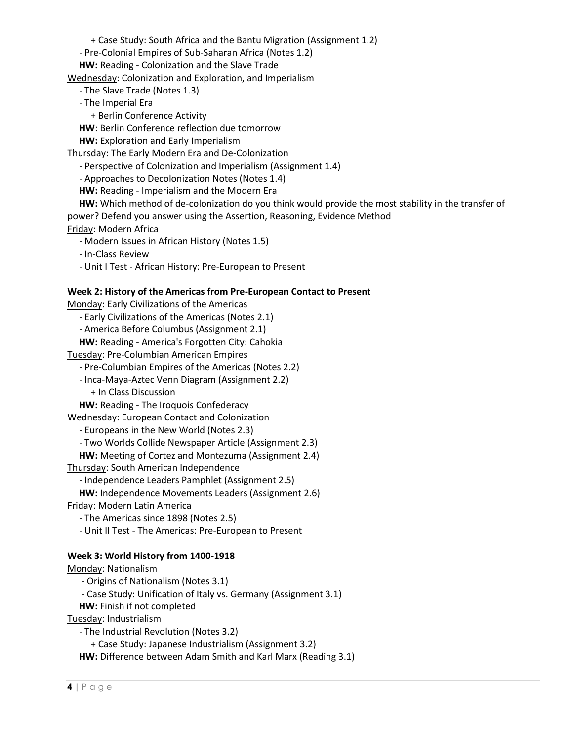+ Case Study: South Africa and the Bantu Migration (Assignment 1.2)
- Pre-Colonial Empires of Sub-Saharan Africa (Notes 1.2)

**HW:** Reading - Colonization and the Slave Trade

Wednesday: Colonization and Exploration, and Imperialism

- The Slave Trade (Notes 1.3)
- The Imperial Era
  + Berlin Conference Activity

**HW**: Berlin Conference reflection due tomorrow

**HW:** Exploration and Early Imperialism

Thursday: The Early Modern Era and De-Colonization

- Perspective of Colonization and Imperialism (Assignment 1.4)
- Approaches to Decolonization Notes (Notes 1.4)

**HW:** Reading - Imperialism and the Modern Era

**HW:** Which method of de-colonization do you think would provide the most stability in the transfer of power? Defend you answer using the Assertion, Reasoning, Evidence Method

Friday: Modern Africa

- Modern Issues in African History (Notes 1.5)
- In-Class Review
- Unit I Test - African History: Pre-European to Present

**Week 2: History of the Americas from Pre-European Contact to Present**

Monday: Early Civilizations of the Americas

- Early Civilizations of the Americas (Notes 2.1)
- America Before Columbus (Assignment 2.1)

**HW:** Reading - America's Forgotten City: Cahokia

Tuesday: Pre-Columbian American Empires

- Pre-Columbian Empires of the Americas (Notes 2.2)
- Inca-Maya-Aztec Venn Diagram (Assignment 2.2)
  + In Class Discussion

**HW:** Reading - The Iroquois Confederacy

Wednesday: European Contact and Colonization

- Europeans in the New World (Notes 2.3)
- Two Worlds Collide Newspaper Article (Assignment 2.3)

**HW:** Meeting of Cortez and Montezuma (Assignment 2.4)

Thursday: South American Independence

- Independence Leaders Pamphlet (Assignment 2.5)

**HW:** Independence Movements Leaders (Assignment 2.6)

Friday: Modern Latin America

- The Americas since 1898 (Notes 2.5)
- Unit II Test - The Americas: Pre-European to Present

**Week 3: World History from 1400-1918**

Monday: Nationalism

- Origins of Nationalism (Notes 3.1)
- Case Study: Unification of Italy vs. Germany (Assignment 3.1)

**HW:** Finish if not completed

Tuesday: Industrialism

- The Industrial Revolution (Notes 3.2)
  + Case Study: Japanese Industrialism (Assignment 3.2)

**HW:** Difference between Adam Smith and Karl Marx (Reading 3.1)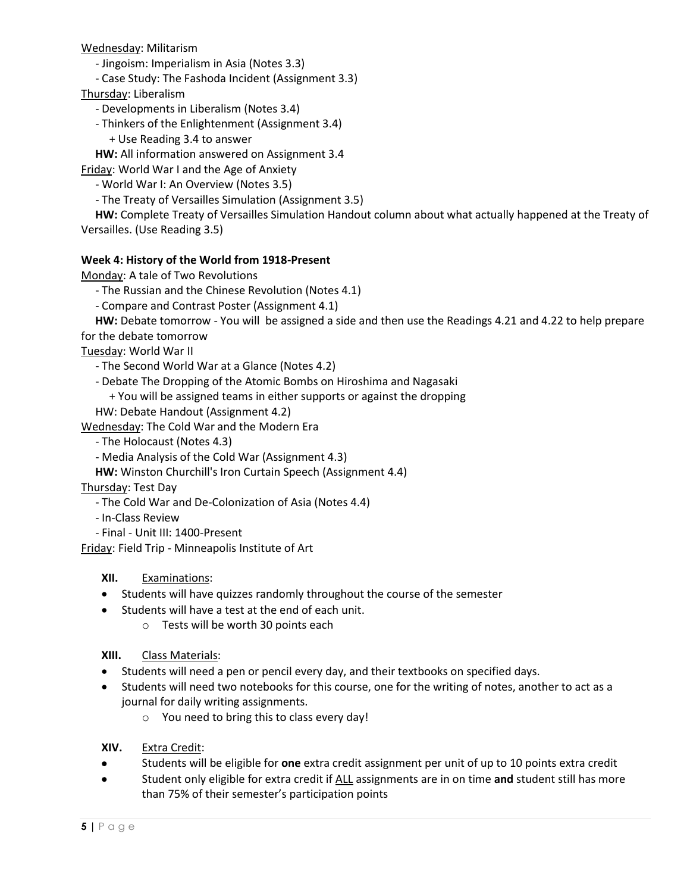Wednesday: Militarism

- Jingoism: Imperialism in Asia (Notes 3.3)
- Case Study: The Fashoda Incident (Assignment 3.3)

Thursday: Liberalism

- Developments in Liberalism (Notes 3.4)
- Thinkers of the Enlightenment (Assignment 3.4)
  + Use Reading 3.4 to answer

**HW:** All information answered on Assignment 3.4

Friday: World War I and the Age of Anxiety

- World War I: An Overview (Notes 3.5)
- The Treaty of Versailles Simulation (Assignment 3.5)

**HW:** Complete Treaty of Versailles Simulation Handout column about what actually happened at the Treaty of Versailles. (Use Reading 3.5)

**Week 4: History of the World from 1918-Present**

Monday: A tale of Two Revolutions

- The Russian and the Chinese Revolution (Notes 4.1)
- Compare and Contrast Poster (Assignment 4.1)

**HW:** Debate tomorrow - You will be assigned a side and then use the Readings 4.21 and 4.22 to help prepare for the debate tomorrow

Tuesday: World War II

- The Second World War at a Glance (Notes 4.2)
- Debate The Dropping of the Atomic Bombs on Hiroshima and Nagasaki
  + You will be assigned teams in either supports or against the dropping

HW: Debate Handout (Assignment 4.2)

Wednesday: The Cold War and the Modern Era

- The Holocaust (Notes 4.3)
- Media Analysis of the Cold War (Assignment 4.3)

**HW:** Winston Churchill's Iron Curtain Speech (Assignment 4.4)

Thursday: Test Day

- The Cold War and De-Colonization of Asia (Notes 4.4)
- In-Class Review
- Final - Unit III: 1400-Present

Friday: Field Trip - Minneapolis Institute of Art

**XII.** Examinations:

- Students will have quizzes randomly throughout the course of the semester
- Students will have a test at the end of each unit.
  - Tests will be worth 30 points each

**XIII.** Class Materials:

- Students will need a pen or pencil every day, and their textbooks on specified days.
- Students will need two notebooks for this course, one for the writing of notes, another to act as a journal for daily writing assignments.
  - You need to bring this to class every day!

**XIV.** Extra Credit:

- Students will be eligible for **one** extra credit assignment per unit of up to 10 points extra credit
- Student only eligible for extra credit if ALL assignments are in on time **and** student still has more than 75% of their semester's participation points